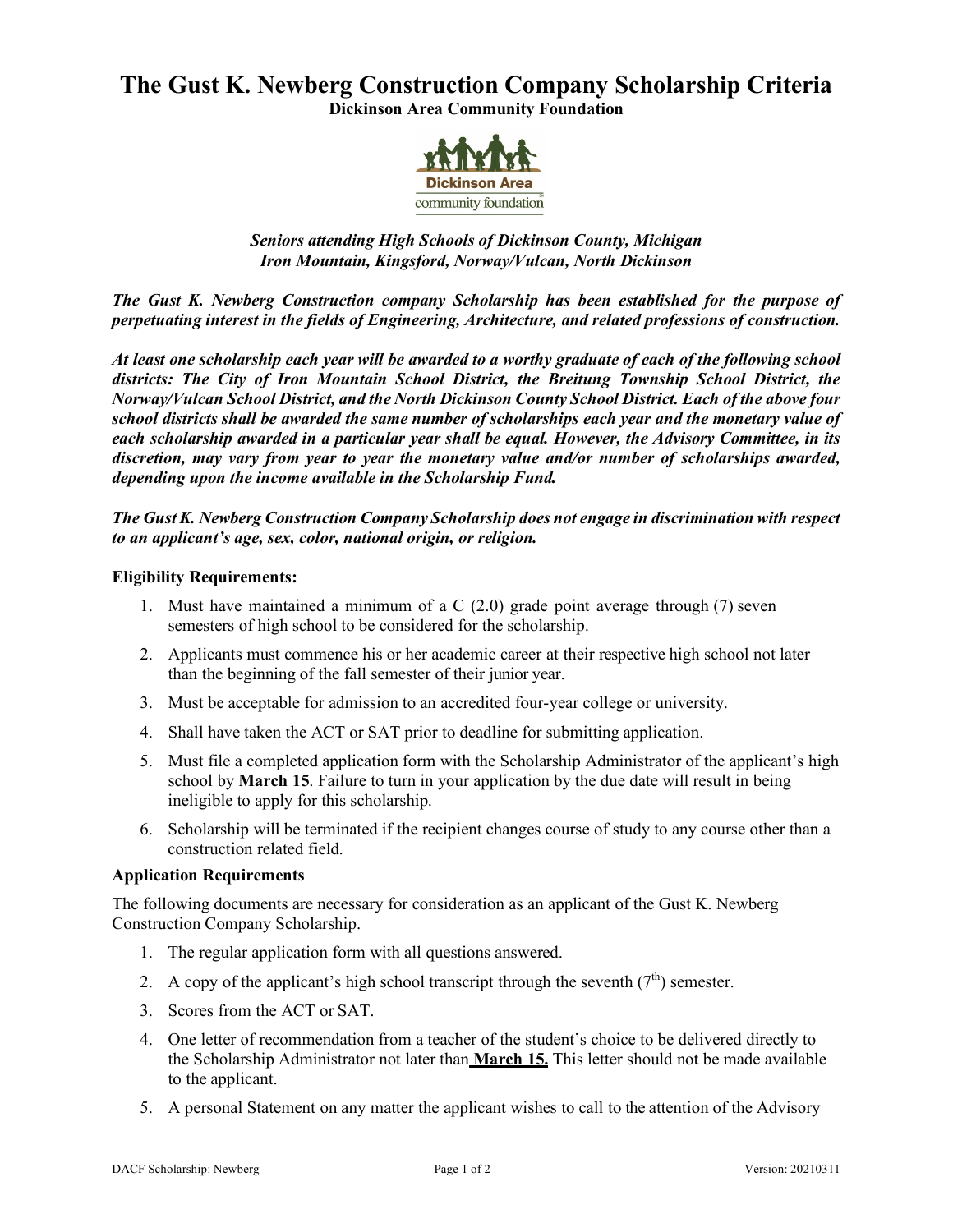# The Gust K. Newberg Construction Company Scholarship Criteria

**Dickinson Area Community Foundation**

***Seniors attending High Schools of Dickinson County, Michigan***
***Iron Mountain, Kingsford, Norway/Vulcan, North Dickinson***

***The Gust K. Newberg Construction company Scholarship has been established for the purpose of perpetuating interest in the fields of Engineering, Architecture, and related professions of construction.***

***At least one scholarship each year will be awarded to a worthy graduate of each of the following school districts: The City of Iron Mountain School District, the Breitung Township School District, the Norway/Vulcan School District, and the North Dickinson County School District. Each of the above four school districts shall be awarded the same number of scholarships each year and the monetary value of each scholarship awarded in a particular year shall be equal. However, the Advisory Committee, in its discretion, may vary from year to year the monetary value and/or number of scholarships awarded, depending upon the income available in the Scholarship Fund.***

***The Gust K. Newberg Construction Company Scholarship does not engage in discrimination with respect to an applicant's age, sex, color, national origin, or religion.***

**Eligibility Requirements:**

1. Must have maintained a minimum of a C (2.0) grade point average through (7) seven semesters of high school to be considered for the scholarship.
2. Applicants must commence his or her academic career at their respective high school not later than the beginning of the fall semester of their junior year.
3. Must be acceptable for admission to an accredited four-year college or university.
4. Shall have taken the ACT or SAT prior to deadline for submitting application.
5. Must file a completed application form with the Scholarship Administrator of the applicant's high school by **March 15**. Failure to turn in your application by the due date will result in being ineligible to apply for this scholarship.
6. Scholarship will be terminated if the recipient changes course of study to any course other than a construction related field.

**Application Requirements**

The following documents are necessary for consideration as an applicant of the Gust K. Newberg Construction Company Scholarship.

1. The regular application form with all questions answered.
2. A copy of the applicant's high school transcript through the seventh (7th) semester.
3. Scores from the ACT or SAT.
4. One letter of recommendation from a teacher of the student's choice to be delivered directly to the Scholarship Administrator not later than **<u>March 15.</u>** This letter should not be made available to the applicant.
5. A personal Statement on any matter the applicant wishes to call to the attention of the Advisory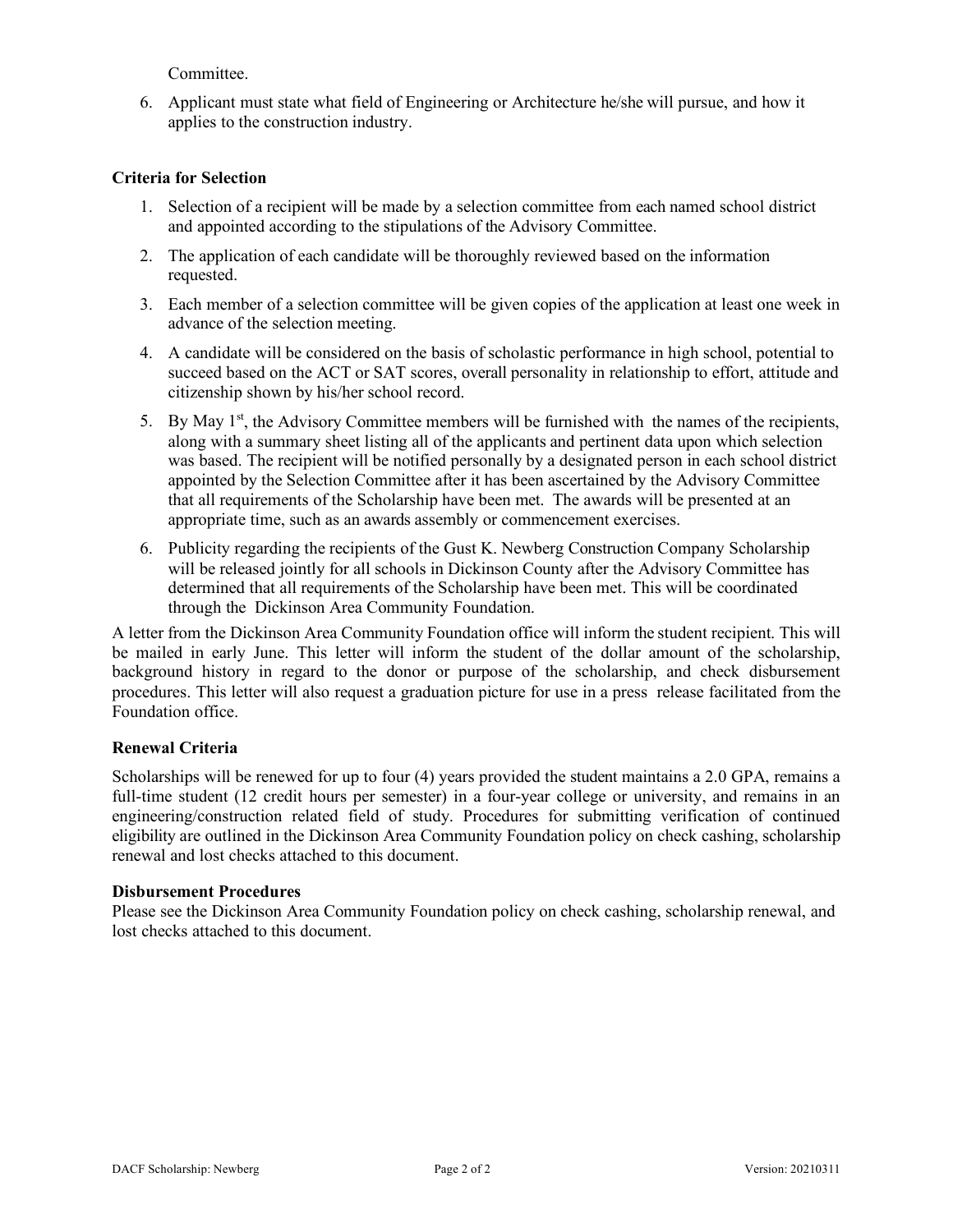Committee.

6. Applicant must state what field of Engineering or Architecture he/she will pursue, and how it applies to the construction industry.

### Criteria for Selection

1. Selection of a recipient will be made by a selection committee from each named school district and appointed according to the stipulations of the Advisory Committee.
2. The application of each candidate will be thoroughly reviewed based on the information requested.
3. Each member of a selection committee will be given copies of the application at least one week in advance of the selection meeting.
4. A candidate will be considered on the basis of scholastic performance in high school, potential to succeed based on the ACT or SAT scores, overall personality in relationship to effort, attitude and citizenship shown by his/her school record.
5. By May 1st, the Advisory Committee members will be furnished with the names of the recipients, along with a summary sheet listing all of the applicants and pertinent data upon which selection was based. The recipient will be notified personally by a designated person in each school district appointed by the Selection Committee after it has been ascertained by the Advisory Committee that all requirements of the Scholarship have been met. The awards will be presented at an appropriate time, such as an awards assembly or commencement exercises.
6. Publicity regarding the recipients of the Gust K. Newberg Construction Company Scholarship will be released jointly for all schools in Dickinson County after the Advisory Committee has determined that all requirements of the Scholarship have been met. This will be coordinated through the Dickinson Area Community Foundation.

A letter from the Dickinson Area Community Foundation office will inform the student recipient. This will be mailed in early June. This letter will inform the student of the dollar amount of the scholarship, background history in regard to the donor or purpose of the scholarship, and check disbursement procedures. This letter will also request a graduation picture for use in a press release facilitated from the Foundation office.

### Renewal Criteria

Scholarships will be renewed for up to four (4) years provided the student maintains a 2.0 GPA, remains a full-time student (12 credit hours per semester) in a four-year college or university, and remains in an engineering/construction related field of study. Procedures for submitting verification of continued eligibility are outlined in the Dickinson Area Community Foundation policy on check cashing, scholarship renewal and lost checks attached to this document.

### Disbursement Procedures

Please see the Dickinson Area Community Foundation policy on check cashing, scholarship renewal, and lost checks attached to this document.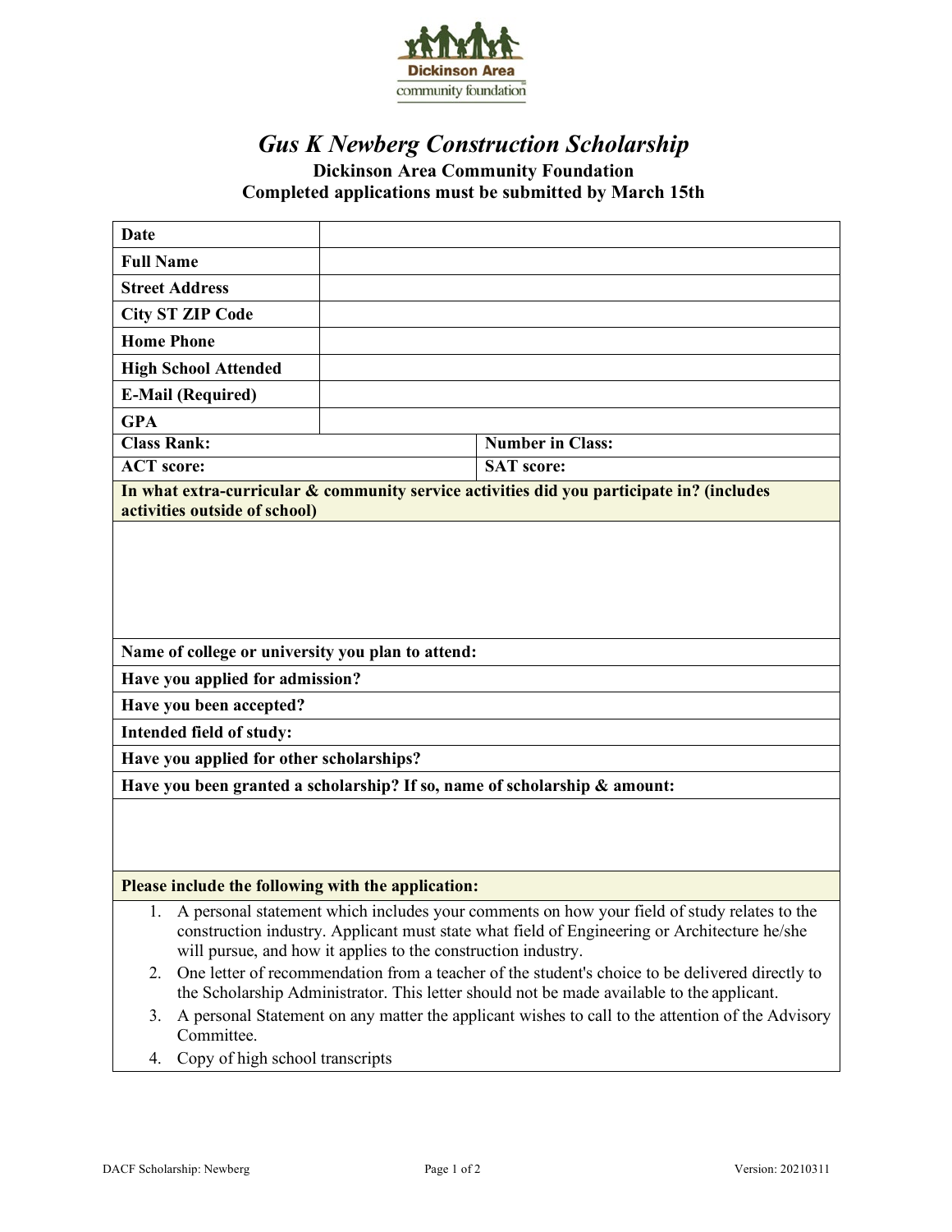Dickinson Area community foundation

# *Gus K Newberg Construction Scholarship*

**Dickinson Area Community Foundation**
**Completed applications must be submitted by March 15th**

| | |
|---|---|
| **Date** | |
| **Full Name** | |
| **Street Address** | |
| **City ST ZIP Code** | |
| **Home Phone** | |
| **High School Attended** | |
| **E-Mail (Required)** | |
| **GPA** | |
| **Class Rank:** | **Number in Class:** |
| **ACT score:** | **SAT score:** |

**In what extra-curricular & community service activities did you participate in? (includes activities outside of school)**

**Name of college or university you plan to attend:**

**Have you applied for admission?**

**Have you been accepted?**

**Intended field of study:**

**Have you applied for other scholarships?**

**Have you been granted a scholarship? If so, name of scholarship & amount:**

**Please include the following with the application:**

1. A personal statement which includes your comments on how your field of study relates to the construction industry. Applicant must state what field of Engineering or Architecture he/she will pursue, and how it applies to the construction industry.
2. One letter of recommendation from a teacher of the student's choice to be delivered directly to the Scholarship Administrator. This letter should not be made available to the applicant.
3. A personal Statement on any matter the applicant wishes to call to the attention of the Advisory Committee.
4. Copy of high school transcripts

DACF Scholarship: Newberg — Version: 20210311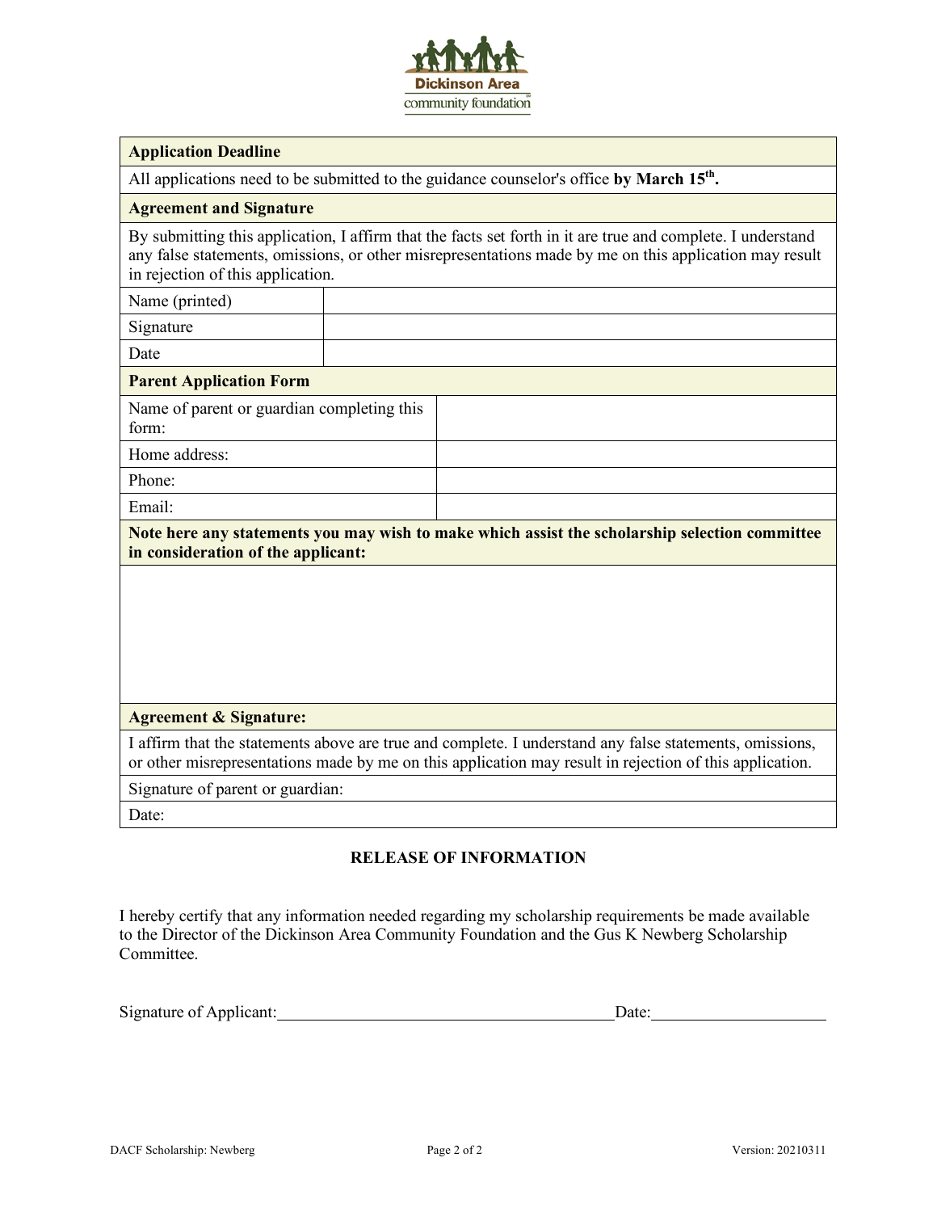| Application Deadline | |
|---|---|
| All applications need to be submitted to the guidance counselor's office **by March 15th.** | |
| **Agreement and Signature** | |
| By submitting this application, I affirm that the facts set forth in it are true and complete. I understand any false statements, omissions, or other misrepresentations made by me on this application may result in rejection of this application. | |
| Name (printed) | |
| Signature | |
| Date | |

| Parent Application Form | |
|---|---|
| Name of parent or guardian completing this form: | |
| Home address: | |
| Phone: | |
| Email: | |
| **Note here any statements you may wish to make which assist the scholarship selection committee in consideration of the applicant:** | |
| | |
| **Agreement & Signature:** | |
| I affirm that the statements above are true and complete. I understand any false statements, omissions, or other misrepresentations made by me on this application may result in rejection of this application. | |
| Signature of parent or guardian: | |
| Date: | |

## RELEASE OF INFORMATION

I hereby certify that any information needed regarding my scholarship requirements be made available to the Director of the Dickinson Area Community Foundation and the Gus K Newberg Scholarship Committee.

Signature of Applicant:________________________________________Date:_____________________